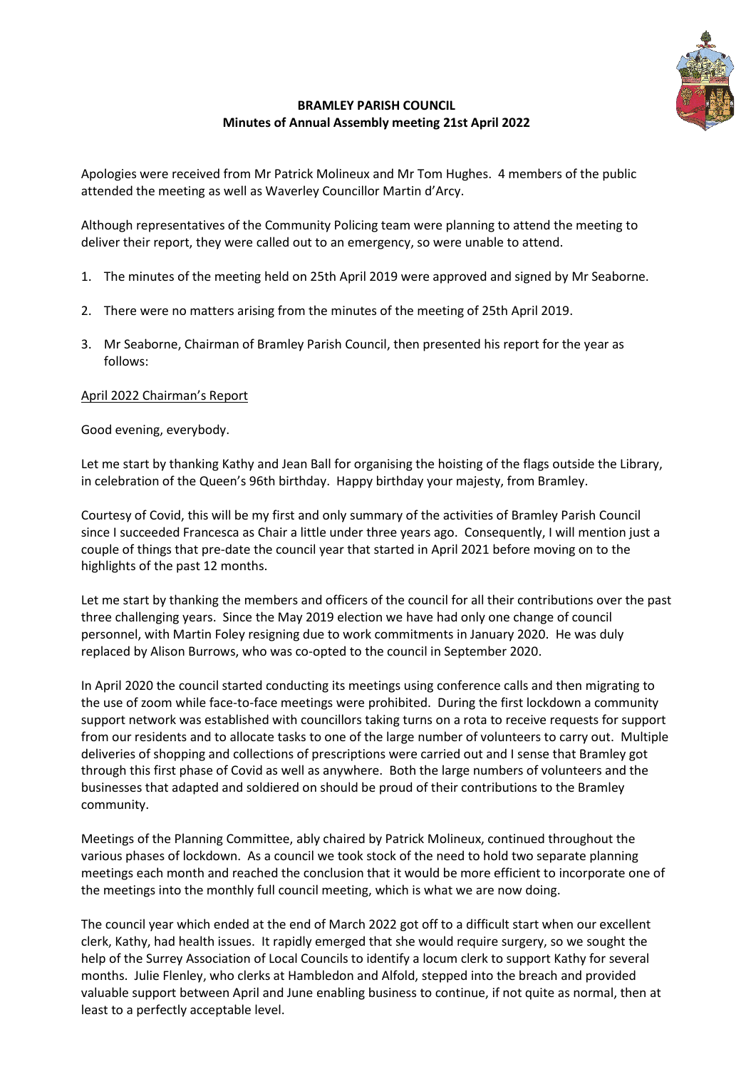# BRAMLEY PARISH COUNCIL
## Minutes of Annual Assembly meeting 21st April 2022

Apologies were received from Mr Patrick Molineux and Mr Tom Hughes. 4 members of the public attended the meeting as well as Waverley Councillor Martin d'Arcy.

Although representatives of the Community Policing team were planning to attend the meeting to deliver their report, they were called out to an emergency, so were unable to attend.

1. The minutes of the meeting held on 25th April 2019 were approved and signed by Mr Seaborne.

2. There were no matters arising from the minutes of the meeting of 25th April 2019.

3. Mr Seaborne, Chairman of Bramley Parish Council, then presented his report for the year as follows:

<u>April 2022 Chairman's Report</u>

Good evening, everybody.

Let me start by thanking Kathy and Jean Ball for organising the hoisting of the flags outside the Library, in celebration of the Queen's 96th birthday. Happy birthday your majesty, from Bramley.

Courtesy of Covid, this will be my first and only summary of the activities of Bramley Parish Council since I succeeded Francesca as Chair a little under three years ago. Consequently, I will mention just a couple of things that pre-date the council year that started in April 2021 before moving on to the highlights of the past 12 months.

Let me start by thanking the members and officers of the council for all their contributions over the past three challenging years. Since the May 2019 election we have had only one change of council personnel, with Martin Foley resigning due to work commitments in January 2020. He was duly replaced by Alison Burrows, who was co-opted to the council in September 2020.

In April 2020 the council started conducting its meetings using conference calls and then migrating to the use of zoom while face-to-face meetings were prohibited. During the first lockdown a community support network was established with councillors taking turns on a rota to receive requests for support from our residents and to allocate tasks to one of the large number of volunteers to carry out. Multiple deliveries of shopping and collections of prescriptions were carried out and I sense that Bramley got through this first phase of Covid as well as anywhere. Both the large numbers of volunteers and the businesses that adapted and soldiered on should be proud of their contributions to the Bramley community.

Meetings of the Planning Committee, ably chaired by Patrick Molineux, continued throughout the various phases of lockdown. As a council we took stock of the need to hold two separate planning meetings each month and reached the conclusion that it would be more efficient to incorporate one of the meetings into the monthly full council meeting, which is what we are now doing.

The council year which ended at the end of March 2022 got off to a difficult start when our excellent clerk, Kathy, had health issues. It rapidly emerged that she would require surgery, so we sought the help of the Surrey Association of Local Councils to identify a locum clerk to support Kathy for several months. Julie Flenley, who clerks at Hambledon and Alfold, stepped into the breach and provided valuable support between April and June enabling business to continue, if not quite as normal, then at least to a perfectly acceptable level.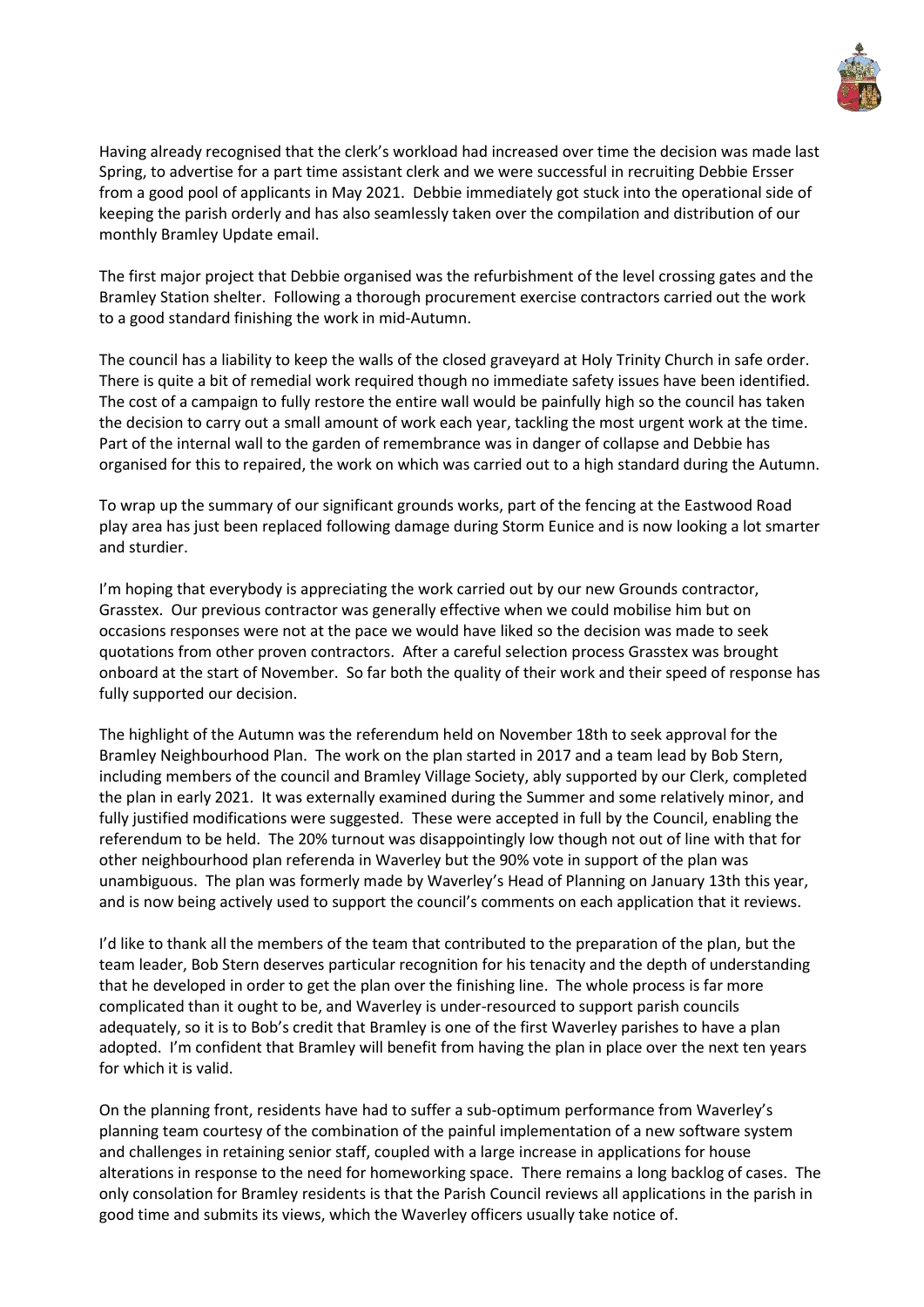Having already recognised that the clerk's workload had increased over time the decision was made last Spring, to advertise for a part time assistant clerk and we were successful in recruiting Debbie Ersser from a good pool of applicants in May 2021. Debbie immediately got stuck into the operational side of keeping the parish orderly and has also seamlessly taken over the compilation and distribution of our monthly Bramley Update email.

The first major project that Debbie organised was the refurbishment of the level crossing gates and the Bramley Station shelter. Following a thorough procurement exercise contractors carried out the work to a good standard finishing the work in mid-Autumn.

The council has a liability to keep the walls of the closed graveyard at Holy Trinity Church in safe order. There is quite a bit of remedial work required though no immediate safety issues have been identified. The cost of a campaign to fully restore the entire wall would be painfully high so the council has taken the decision to carry out a small amount of work each year, tackling the most urgent work at the time. Part of the internal wall to the garden of remembrance was in danger of collapse and Debbie has organised for this to repaired, the work on which was carried out to a high standard during the Autumn.

To wrap up the summary of our significant grounds works, part of the fencing at the Eastwood Road play area has just been replaced following damage during Storm Eunice and is now looking a lot smarter and sturdier.

I'm hoping that everybody is appreciating the work carried out by our new Grounds contractor, Grasstex. Our previous contractor was generally effective when we could mobilise him but on occasions responses were not at the pace we would have liked so the decision was made to seek quotations from other proven contractors. After a careful selection process Grasstex was brought onboard at the start of November. So far both the quality of their work and their speed of response has fully supported our decision.

The highlight of the Autumn was the referendum held on November 18th to seek approval for the Bramley Neighbourhood Plan. The work on the plan started in 2017 and a team lead by Bob Stern, including members of the council and Bramley Village Society, ably supported by our Clerk, completed the plan in early 2021. It was externally examined during the Summer and some relatively minor, and fully justified modifications were suggested. These were accepted in full by the Council, enabling the referendum to be held. The 20% turnout was disappointingly low though not out of line with that for other neighbourhood plan referenda in Waverley but the 90% vote in support of the plan was unambiguous. The plan was formerly made by Waverley's Head of Planning on January 13th this year, and is now being actively used to support the council's comments on each application that it reviews.

I'd like to thank all the members of the team that contributed to the preparation of the plan, but the team leader, Bob Stern deserves particular recognition for his tenacity and the depth of understanding that he developed in order to get the plan over the finishing line. The whole process is far more complicated than it ought to be, and Waverley is under-resourced to support parish councils adequately, so it is to Bob's credit that Bramley is one of the first Waverley parishes to have a plan adopted. I'm confident that Bramley will benefit from having the plan in place over the next ten years for which it is valid.

On the planning front, residents have had to suffer a sub-optimum performance from Waverley's planning team courtesy of the combination of the painful implementation of a new software system and challenges in retaining senior staff, coupled with a large increase in applications for house alterations in response to the need for homeworking space. There remains a long backlog of cases. The only consolation for Bramley residents is that the Parish Council reviews all applications in the parish in good time and submits its views, which the Waverley officers usually take notice of.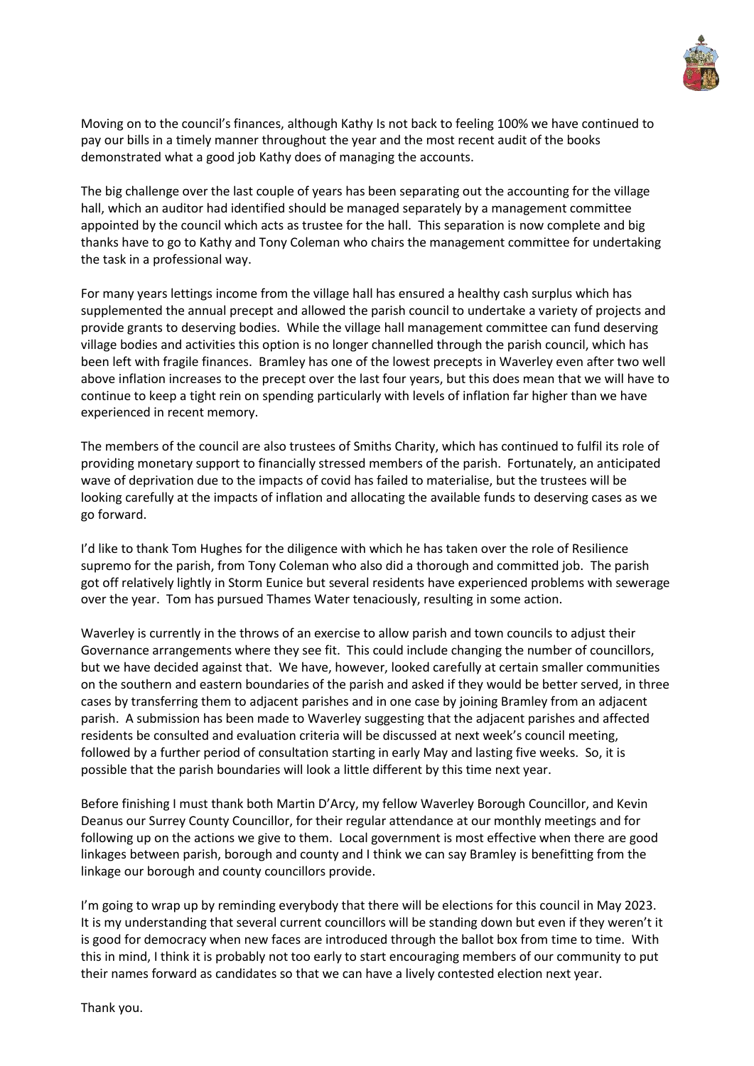Moving on to the council's finances, although Kathy Is not back to feeling 100% we have continued to pay our bills in a timely manner throughout the year and the most recent audit of the books demonstrated what a good job Kathy does of managing the accounts.

The big challenge over the last couple of years has been separating out the accounting for the village hall, which an auditor had identified should be managed separately by a management committee appointed by the council which acts as trustee for the hall. This separation is now complete and big thanks have to go to Kathy and Tony Coleman who chairs the management committee for undertaking the task in a professional way.

For many years lettings income from the village hall has ensured a healthy cash surplus which has supplemented the annual precept and allowed the parish council to undertake a variety of projects and provide grants to deserving bodies. While the village hall management committee can fund deserving village bodies and activities this option is no longer channelled through the parish council, which has been left with fragile finances. Bramley has one of the lowest precepts in Waverley even after two well above inflation increases to the precept over the last four years, but this does mean that we will have to continue to keep a tight rein on spending particularly with levels of inflation far higher than we have experienced in recent memory.

The members of the council are also trustees of Smiths Charity, which has continued to fulfil its role of providing monetary support to financially stressed members of the parish. Fortunately, an anticipated wave of deprivation due to the impacts of covid has failed to materialise, but the trustees will be looking carefully at the impacts of inflation and allocating the available funds to deserving cases as we go forward.

I'd like to thank Tom Hughes for the diligence with which he has taken over the role of Resilience supremo for the parish, from Tony Coleman who also did a thorough and committed job. The parish got off relatively lightly in Storm Eunice but several residents have experienced problems with sewerage over the year. Tom has pursued Thames Water tenaciously, resulting in some action.

Waverley is currently in the throws of an exercise to allow parish and town councils to adjust their Governance arrangements where they see fit. This could include changing the number of councillors, but we have decided against that. We have, however, looked carefully at certain smaller communities on the southern and eastern boundaries of the parish and asked if they would be better served, in three cases by transferring them to adjacent parishes and in one case by joining Bramley from an adjacent parish. A submission has been made to Waverley suggesting that the adjacent parishes and affected residents be consulted and evaluation criteria will be discussed at next week's council meeting, followed by a further period of consultation starting in early May and lasting five weeks. So, it is possible that the parish boundaries will look a little different by this time next year.

Before finishing I must thank both Martin D'Arcy, my fellow Waverley Borough Councillor, and Kevin Deanus our Surrey County Councillor, for their regular attendance at our monthly meetings and for following up on the actions we give to them. Local government is most effective when there are good linkages between parish, borough and county and I think we can say Bramley is benefitting from the linkage our borough and county councillors provide.

I'm going to wrap up by reminding everybody that there will be elections for this council in May 2023. It is my understanding that several current councillors will be standing down but even if they weren't it is good for democracy when new faces are introduced through the ballot box from time to time. With this in mind, I think it is probably not too early to start encouraging members of our community to put their names forward as candidates so that we can have a lively contested election next year.

Thank you.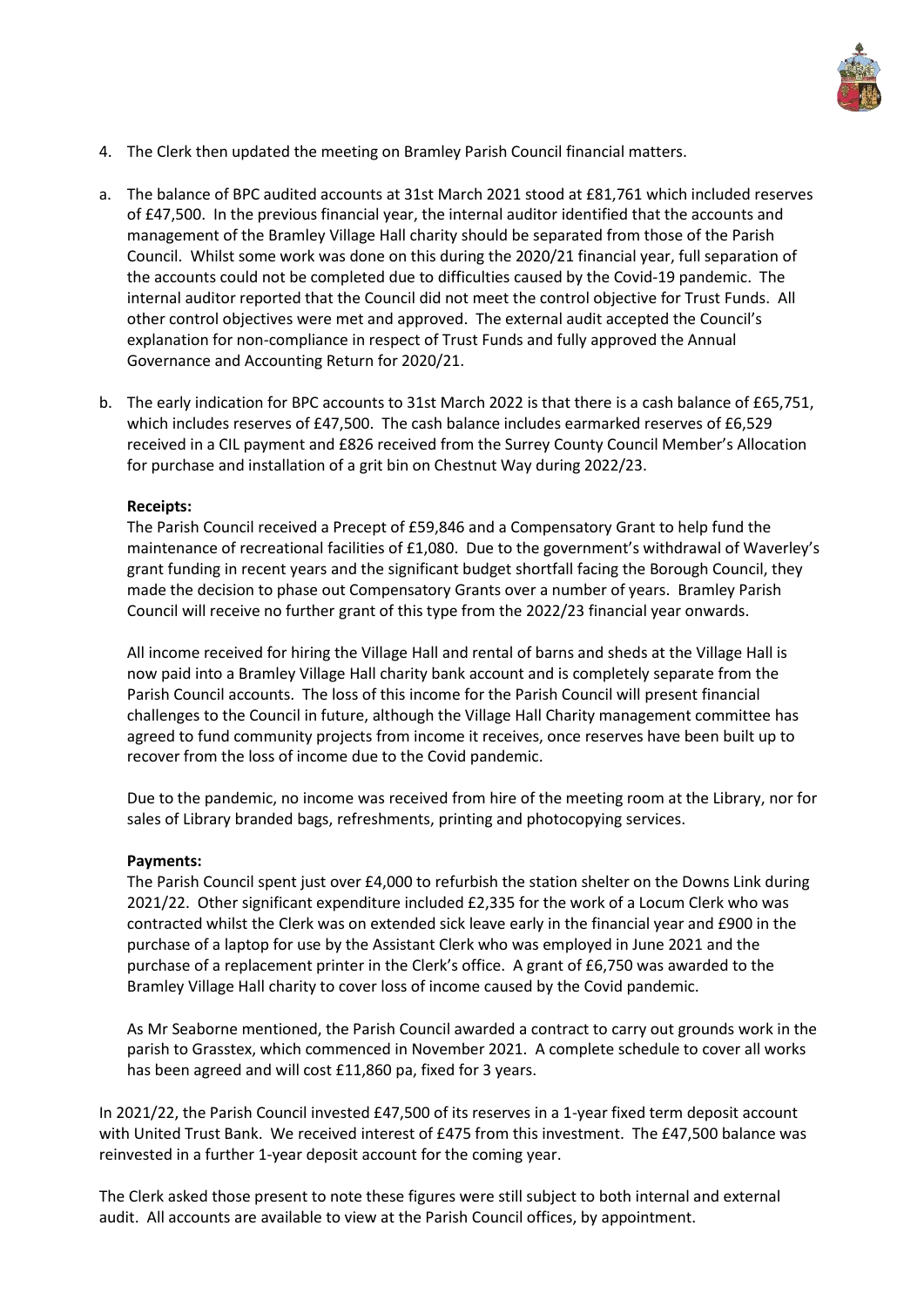4. The Clerk then updated the meeting on Bramley Parish Council financial matters.

a. The balance of BPC audited accounts at 31st March 2021 stood at £81,761 which included reserves of £47,500. In the previous financial year, the internal auditor identified that the accounts and management of the Bramley Village Hall charity should be separated from those of the Parish Council. Whilst some work was done on this during the 2020/21 financial year, full separation of the accounts could not be completed due to difficulties caused by the Covid-19 pandemic. The internal auditor reported that the Council did not meet the control objective for Trust Funds. All other control objectives were met and approved. The external audit accepted the Council's explanation for non-compliance in respect of Trust Funds and fully approved the Annual Governance and Accounting Return for 2020/21.

b. The early indication for BPC accounts to 31st March 2022 is that there is a cash balance of £65,751, which includes reserves of £47,500. The cash balance includes earmarked reserves of £6,529 received in a CIL payment and £826 received from the Surrey County Council Member's Allocation for purchase and installation of a grit bin on Chestnut Way during 2022/23.

**Receipts:**

The Parish Council received a Precept of £59,846 and a Compensatory Grant to help fund the maintenance of recreational facilities of £1,080. Due to the government's withdrawal of Waverley's grant funding in recent years and the significant budget shortfall facing the Borough Council, they made the decision to phase out Compensatory Grants over a number of years. Bramley Parish Council will receive no further grant of this type from the 2022/23 financial year onwards.

All income received for hiring the Village Hall and rental of barns and sheds at the Village Hall is now paid into a Bramley Village Hall charity bank account and is completely separate from the Parish Council accounts. The loss of this income for the Parish Council will present financial challenges to the Council in future, although the Village Hall Charity management committee has agreed to fund community projects from income it receives, once reserves have been built up to recover from the loss of income due to the Covid pandemic.

Due to the pandemic, no income was received from hire of the meeting room at the Library, nor for sales of Library branded bags, refreshments, printing and photocopying services.

**Payments:**

The Parish Council spent just over £4,000 to refurbish the station shelter on the Downs Link during 2021/22. Other significant expenditure included £2,335 for the work of a Locum Clerk who was contracted whilst the Clerk was on extended sick leave early in the financial year and £900 in the purchase of a laptop for use by the Assistant Clerk who was employed in June 2021 and the purchase of a replacement printer in the Clerk's office. A grant of £6,750 was awarded to the Bramley Village Hall charity to cover loss of income caused by the Covid pandemic.

As Mr Seaborne mentioned, the Parish Council awarded a contract to carry out grounds work in the parish to Grasstex, which commenced in November 2021. A complete schedule to cover all works has been agreed and will cost £11,860 pa, fixed for 3 years.

In 2021/22, the Parish Council invested £47,500 of its reserves in a 1-year fixed term deposit account with United Trust Bank. We received interest of £475 from this investment. The £47,500 balance was reinvested in a further 1-year deposit account for the coming year.

The Clerk asked those present to note these figures were still subject to both internal and external audit. All accounts are available to view at the Parish Council offices, by appointment.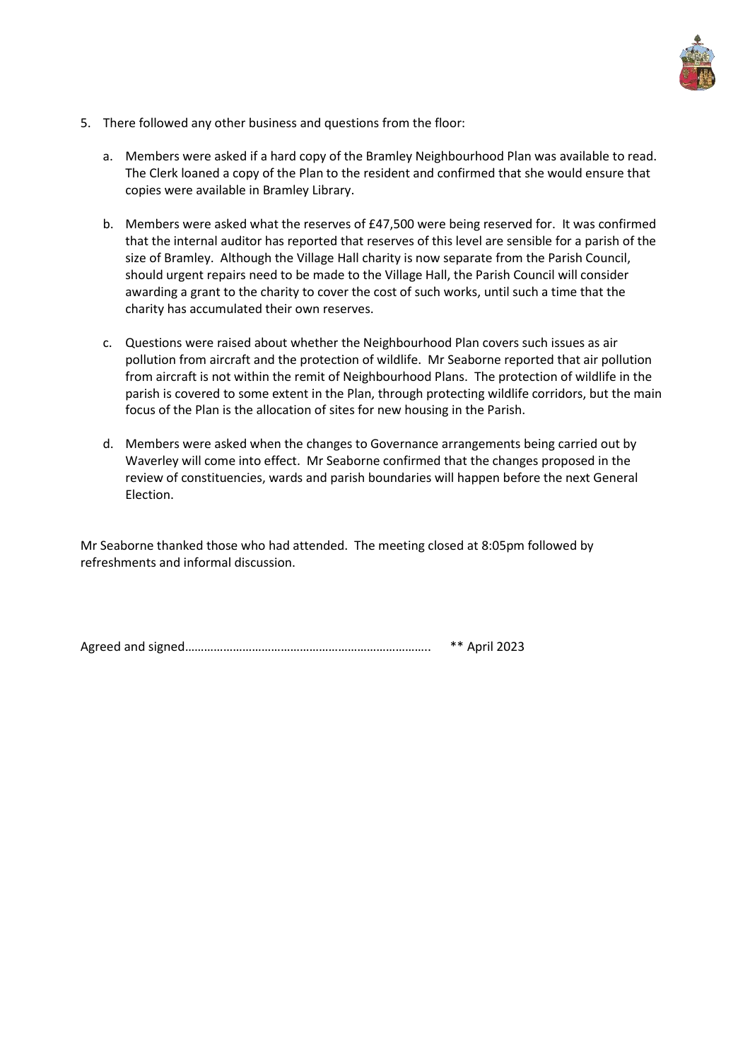5. There followed any other business and questions from the floor:

    a. Members were asked if a hard copy of the Bramley Neighbourhood Plan was available to read. The Clerk loaned a copy of the Plan to the resident and confirmed that she would ensure that copies were available in Bramley Library.

    b. Members were asked what the reserves of £47,500 were being reserved for. It was confirmed that the internal auditor has reported that reserves of this level are sensible for a parish of the size of Bramley. Although the Village Hall charity is now separate from the Parish Council, should urgent repairs need to be made to the Village Hall, the Parish Council will consider awarding a grant to the charity to cover the cost of such works, until such a time that the charity has accumulated their own reserves.

    c. Questions were raised about whether the Neighbourhood Plan covers such issues as air pollution from aircraft and the protection of wildlife. Mr Seaborne reported that air pollution from aircraft is not within the remit of Neighbourhood Plans. The protection of wildlife in the parish is covered to some extent in the Plan, through protecting wildlife corridors, but the main focus of the Plan is the allocation of sites for new housing in the Parish.

    d. Members were asked when the changes to Governance arrangements being carried out by Waverley will come into effect. Mr Seaborne confirmed that the changes proposed in the review of constituencies, wards and parish boundaries will happen before the next General Election.

Mr Seaborne thanked those who had attended. The meeting closed at 8:05pm followed by refreshments and informal discussion.

Agreed and signed………………………………………………………………….. ** April 2023